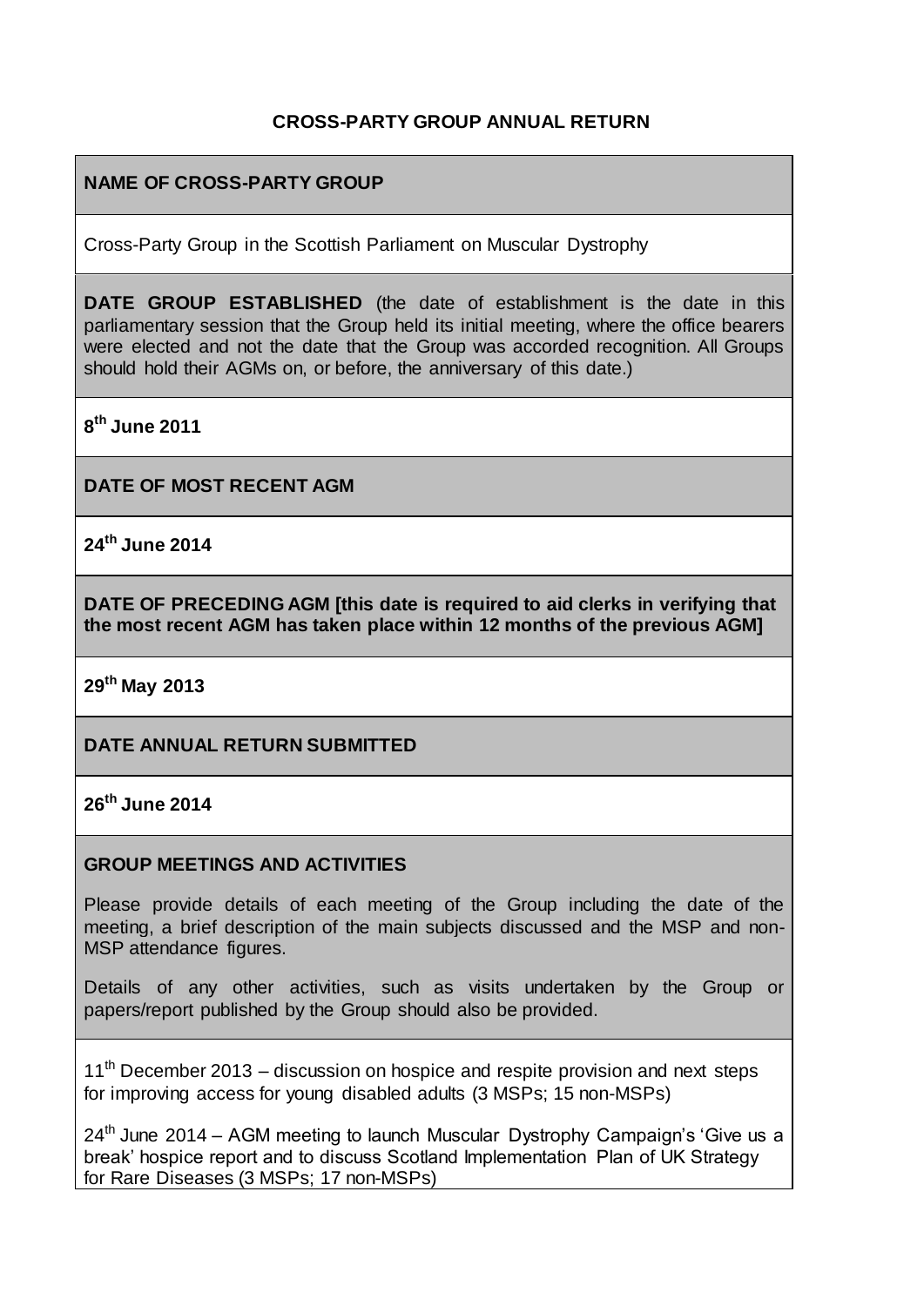## CROSS-PARTY GROUP ANNUAL RETURN

**NAME OF CROSS-PARTY GROUP**

Cross-Party Group in the Scottish Parliament on Muscular Dystrophy

**DATE GROUP ESTABLISHED** (the date of establishment is the date in this parliamentary session that the Group held its initial meeting, where the office bearers were elected and not the date that the Group was accorded recognition. All Groups should hold their AGMs on, or before, the anniversary of this date.)

**8th June 2011**

**DATE OF MOST RECENT AGM**

**24th June 2014**

**DATE OF PRECEDING AGM [this date is required to aid clerks in verifying that the most recent AGM has taken place within 12 months of the previous AGM]**

**29th May 2013**

**DATE ANNUAL RETURN SUBMITTED**

**26th June 2014**

**GROUP MEETINGS AND ACTIVITIES**

Please provide details of each meeting of the Group including the date of the meeting, a brief description of the main subjects discussed and the MSP and non-MSP attendance figures.

Details of any other activities, such as visits undertaken by the Group or papers/report published by the Group should also be provided.

11th December 2013 – discussion on hospice and respite provision and next steps for improving access for young disabled adults (3 MSPs; 15 non-MSPs)

24th June 2014 – AGM meeting to launch Muscular Dystrophy Campaign's 'Give us a break' hospice report and to discuss Scotland Implementation Plan of UK Strategy for Rare Diseases (3 MSPs; 17 non-MSPs)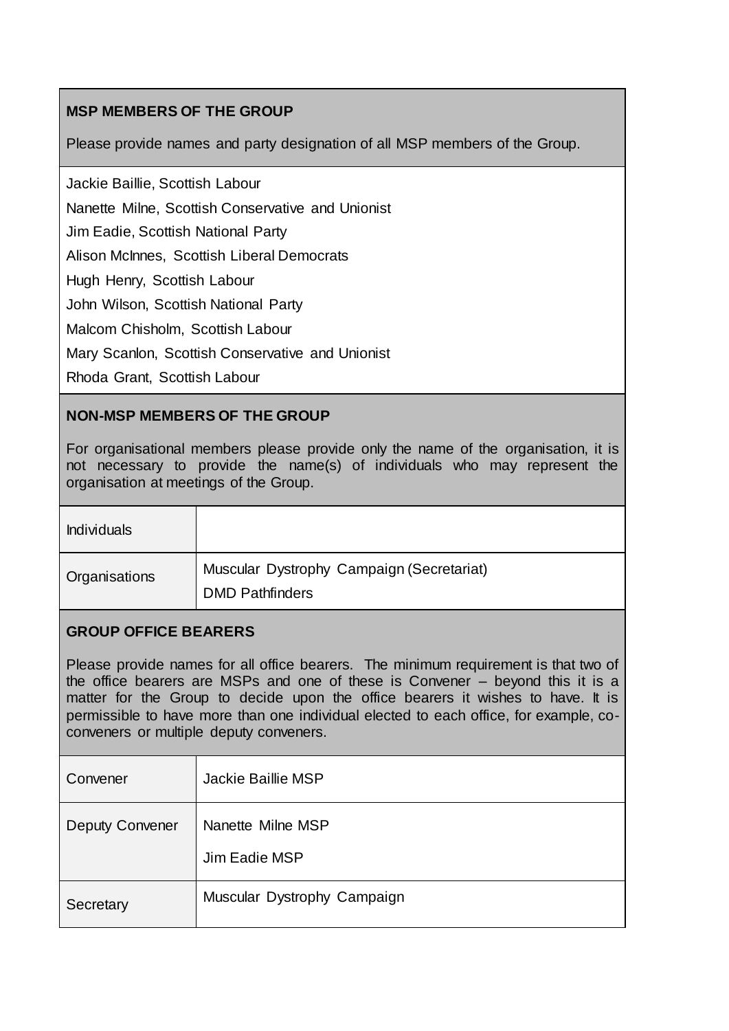**MSP MEMBERS OF THE GROUP**

Please provide names and party designation of all MSP members of the Group.

Jackie Baillie, Scottish Labour

Nanette Milne, Scottish Conservative and Unionist

Jim Eadie, Scottish National Party

Alison McInnes, Scottish Liberal Democrats

Hugh Henry, Scottish Labour

John Wilson, Scottish National Party

Malcom Chisholm, Scottish Labour

Mary Scanlon, Scottish Conservative and Unionist

Rhoda Grant, Scottish Labour

**NON-MSP MEMBERS OF THE GROUP**

For organisational members please provide only the name of the organisation, it is not necessary to provide the name(s) of individuals who may represent the organisation at meetings of the Group.

| | |
|---|---|
| Individuals | |
| Organisations | Muscular Dystrophy Campaign (Secretariat)<br>DMD Pathfinders |

**GROUP OFFICE BEARERS**

Please provide names for all office bearers. The minimum requirement is that two of the office bearers are MSPs and one of these is Convener – beyond this it is a matter for the Group to decide upon the office bearers it wishes to have. It is permissible to have more than one individual elected to each office, for example, co-conveners or multiple deputy conveners.

| | |
|---|---|
| Convener | Jackie Baillie MSP |
| Deputy Convener | Nanette Milne MSP<br>Jim Eadie MSP |
| Secretary | Muscular Dystrophy Campaign |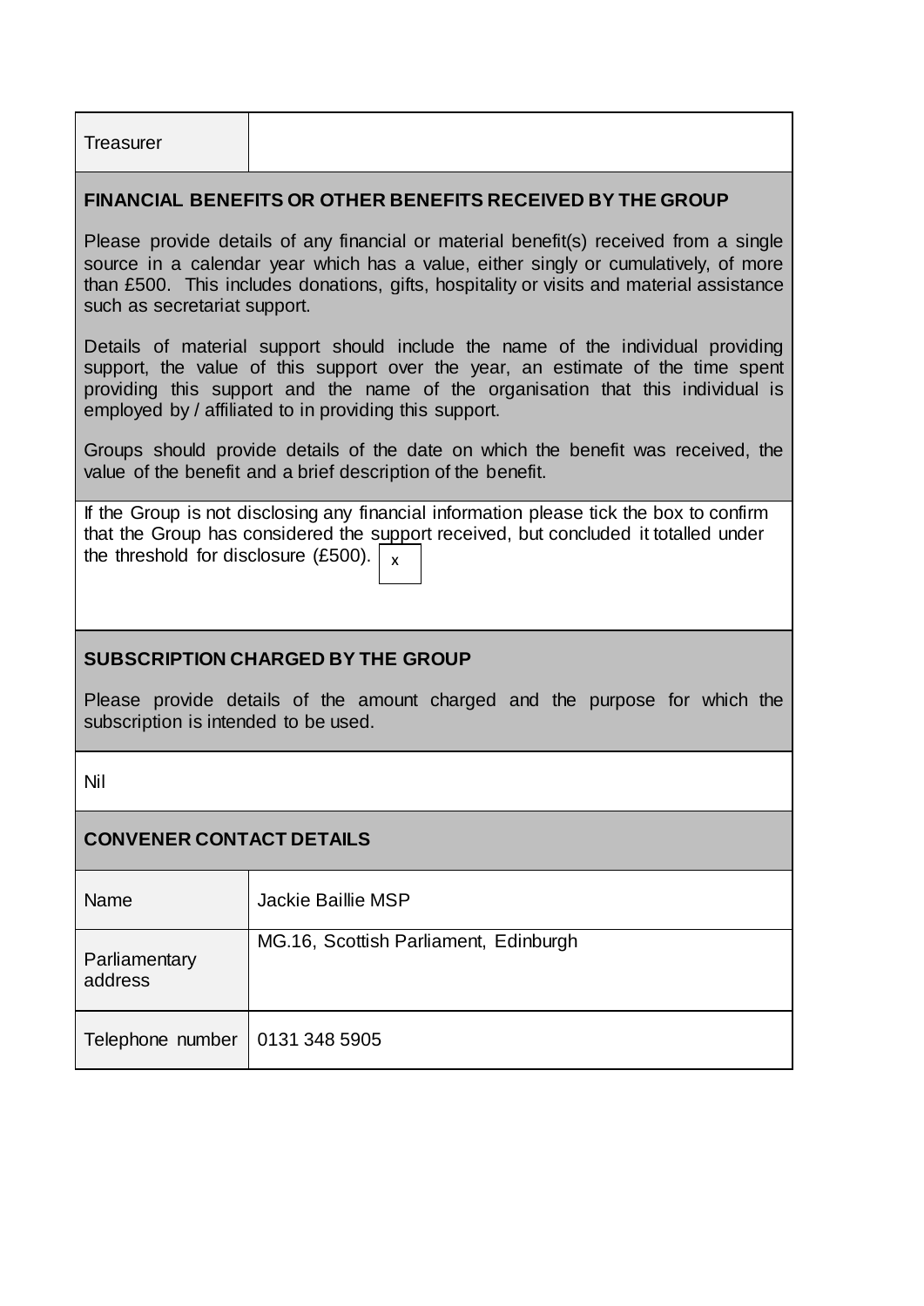| | |
|---|---|
| Treasurer | |

## FINANCIAL BENEFITS OR OTHER BENEFITS RECEIVED BY THE GROUP

Please provide details of any financial or material benefit(s) received from a single source in a calendar year which has a value, either singly or cumulatively, of more than £500. This includes donations, gifts, hospitality or visits and material assistance such as secretariat support.

Details of material support should include the name of the individual providing support, the value of this support over the year, an estimate of the time spent providing this support and the name of the organisation that this individual is employed by / affiliated to in providing this support.

Groups should provide details of the date on which the benefit was received, the value of the benefit and a brief description of the benefit.

If the Group is not disclosing any financial information please tick the box to confirm that the Group has considered the support received, but concluded it totalled under the threshold for disclosure (£500). [x]

## SUBSCRIPTION CHARGED BY THE GROUP

Please provide details of the amount charged and the purpose for which the subscription is intended to be used.

Nil

## CONVENER CONTACT DETAILS

| | |
|---|---|
| Name | Jackie Baillie MSP |
| Parliamentary address | MG.16, Scottish Parliament, Edinburgh |
| Telephone number | 0131 348 5905 |